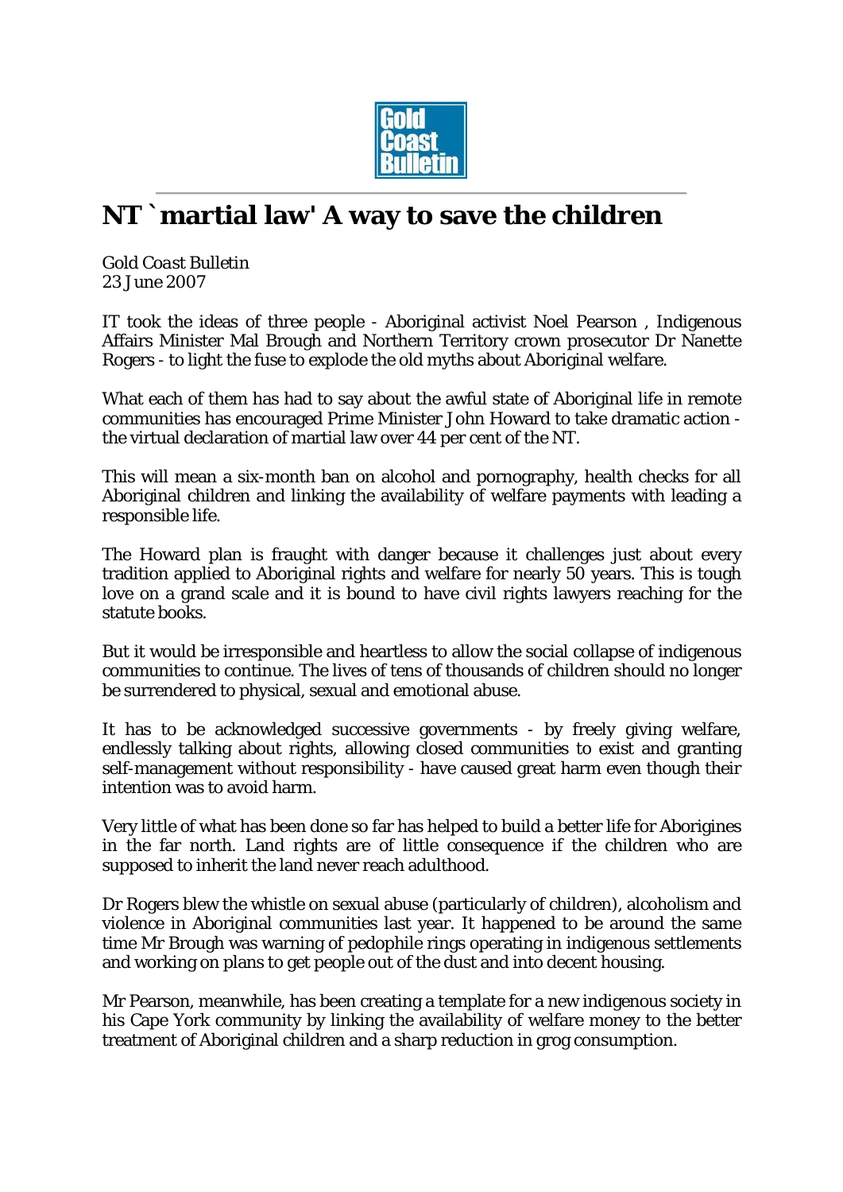# NT `martial law' A way to save the children

*Gold Coast Bulletin*
23 June 2007

IT took the ideas of three people - Aboriginal activist Noel Pearson , Indigenous Affairs Minister Mal Brough and Northern Territory crown prosecutor Dr Nanette Rogers - to light the fuse to explode the old myths about Aboriginal welfare.

What each of them has had to say about the awful state of Aboriginal life in remote communities has encouraged Prime Minister John Howard to take dramatic action - the virtual declaration of martial law over 44 per cent of the NT.

This will mean a six-month ban on alcohol and pornography, health checks for all Aboriginal children and linking the availability of welfare payments with leading a responsible life.

The Howard plan is fraught with danger because it challenges just about every tradition applied to Aboriginal rights and welfare for nearly 50 years. This is tough love on a grand scale and it is bound to have civil rights lawyers reaching for the statute books.

But it would be irresponsible and heartless to allow the social collapse of indigenous communities to continue. The lives of tens of thousands of children should no longer be surrendered to physical, sexual and emotional abuse.

It has to be acknowledged successive governments - by freely giving welfare, endlessly talking about rights, allowing closed communities to exist and granting self-management without responsibility - have caused great harm even though their intention was to avoid harm.

Very little of what has been done so far has helped to build a better life for Aborigines in the far north. Land rights are of little consequence if the children who are supposed to inherit the land never reach adulthood.

Dr Rogers blew the whistle on sexual abuse (particularly of children), alcoholism and violence in Aboriginal communities last year. It happened to be around the same time Mr Brough was warning of pedophile rings operating in indigenous settlements and working on plans to get people out of the dust and into decent housing.

Mr Pearson, meanwhile, has been creating a template for a new indigenous society in his Cape York community by linking the availability of welfare money to the better treatment of Aboriginal children and a sharp reduction in grog consumption.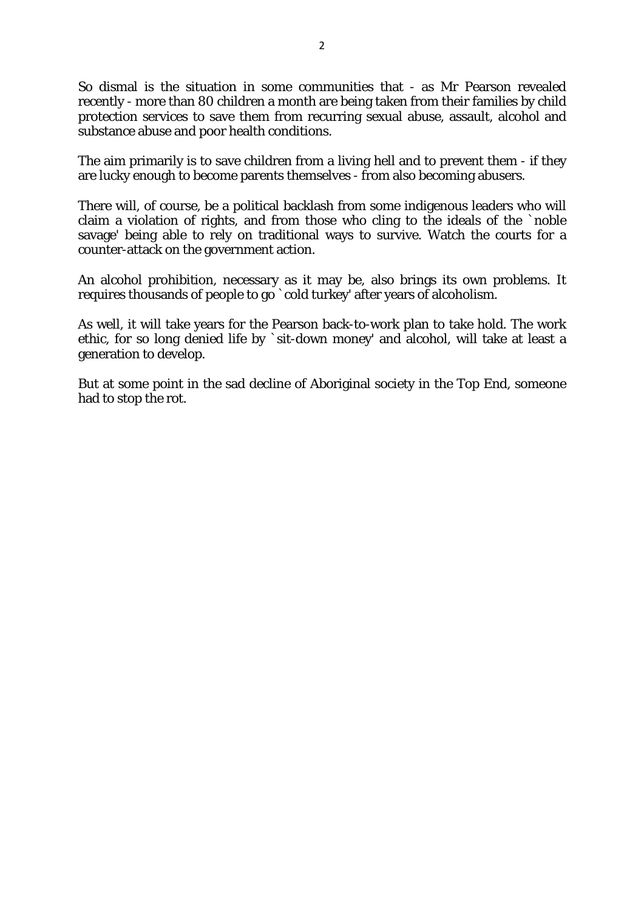So dismal is the situation in some communities that - as Mr Pearson revealed recently - more than 80 children a month are being taken from their families by child protection services to save them from recurring sexual abuse, assault, alcohol and substance abuse and poor health conditions.

The aim primarily is to save children from a living hell and to prevent them - if they are lucky enough to become parents themselves - from also becoming abusers.

There will, of course, be a political backlash from some indigenous leaders who will claim a violation of rights, and from those who cling to the ideals of the `noble savage' being able to rely on traditional ways to survive. Watch the courts for a counter-attack on the government action.

An alcohol prohibition, necessary as it may be, also brings its own problems. It requires thousands of people to go `cold turkey' after years of alcoholism.

As well, it will take years for the Pearson back-to-work plan to take hold. The work ethic, for so long denied life by `sit-down money' and alcohol, will take at least a generation to develop.

But at some point in the sad decline of Aboriginal society in the Top End, someone had to stop the rot.